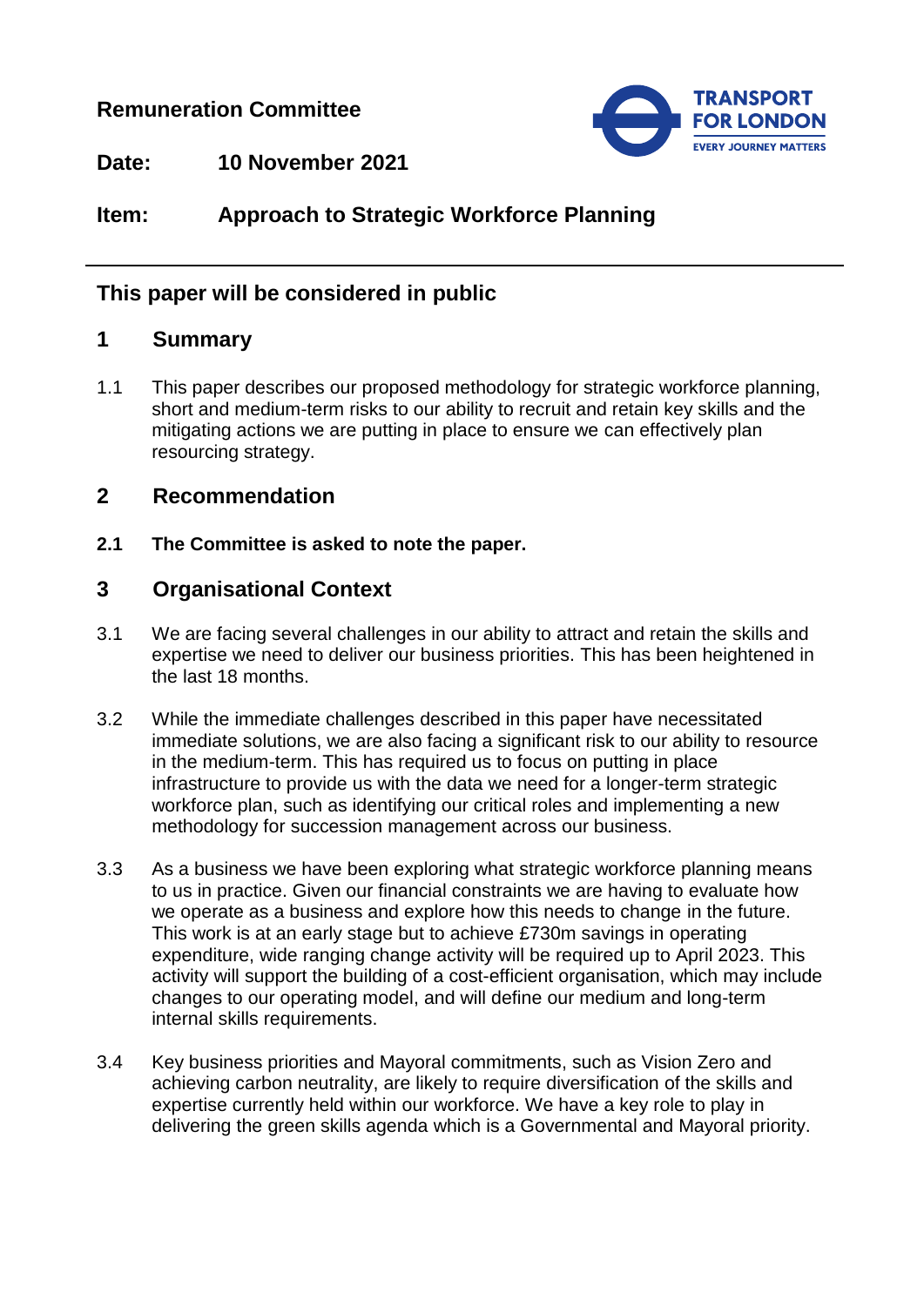**Remuneration Committee**

**Date: 10 November 2021**

**Item: Approach to Strategic Workforce Planning**

---

## This paper will be considered in public

## 1 Summary

1.1 This paper describes our proposed methodology for strategic workforce planning, short and medium-term risks to our ability to recruit and retain key skills and the mitigating actions we are putting in place to ensure we can effectively plan resourcing strategy.

## 2 Recommendation

**2.1 The Committee is asked to note the paper.**

## 3 Organisational Context

3.1 We are facing several challenges in our ability to attract and retain the skills and expertise we need to deliver our business priorities. This has been heightened in the last 18 months.

3.2 While the immediate challenges described in this paper have necessitated immediate solutions, we are also facing a significant risk to our ability to resource in the medium-term. This has required us to focus on putting in place infrastructure to provide us with the data we need for a longer-term strategic workforce plan, such as identifying our critical roles and implementing a new methodology for succession management across our business.

3.3 As a business we have been exploring what strategic workforce planning means to us in practice. Given our financial constraints we are having to evaluate how we operate as a business and explore how this needs to change in the future. This work is at an early stage but to achieve £730m savings in operating expenditure, wide ranging change activity will be required up to April 2023. This activity will support the building of a cost-efficient organisation, which may include changes to our operating model, and will define our medium and long-term internal skills requirements.

3.4 Key business priorities and Mayoral commitments, such as Vision Zero and achieving carbon neutrality, are likely to require diversification of the skills and expertise currently held within our workforce. We have a key role to play in delivering the green skills agenda which is a Governmental and Mayoral priority.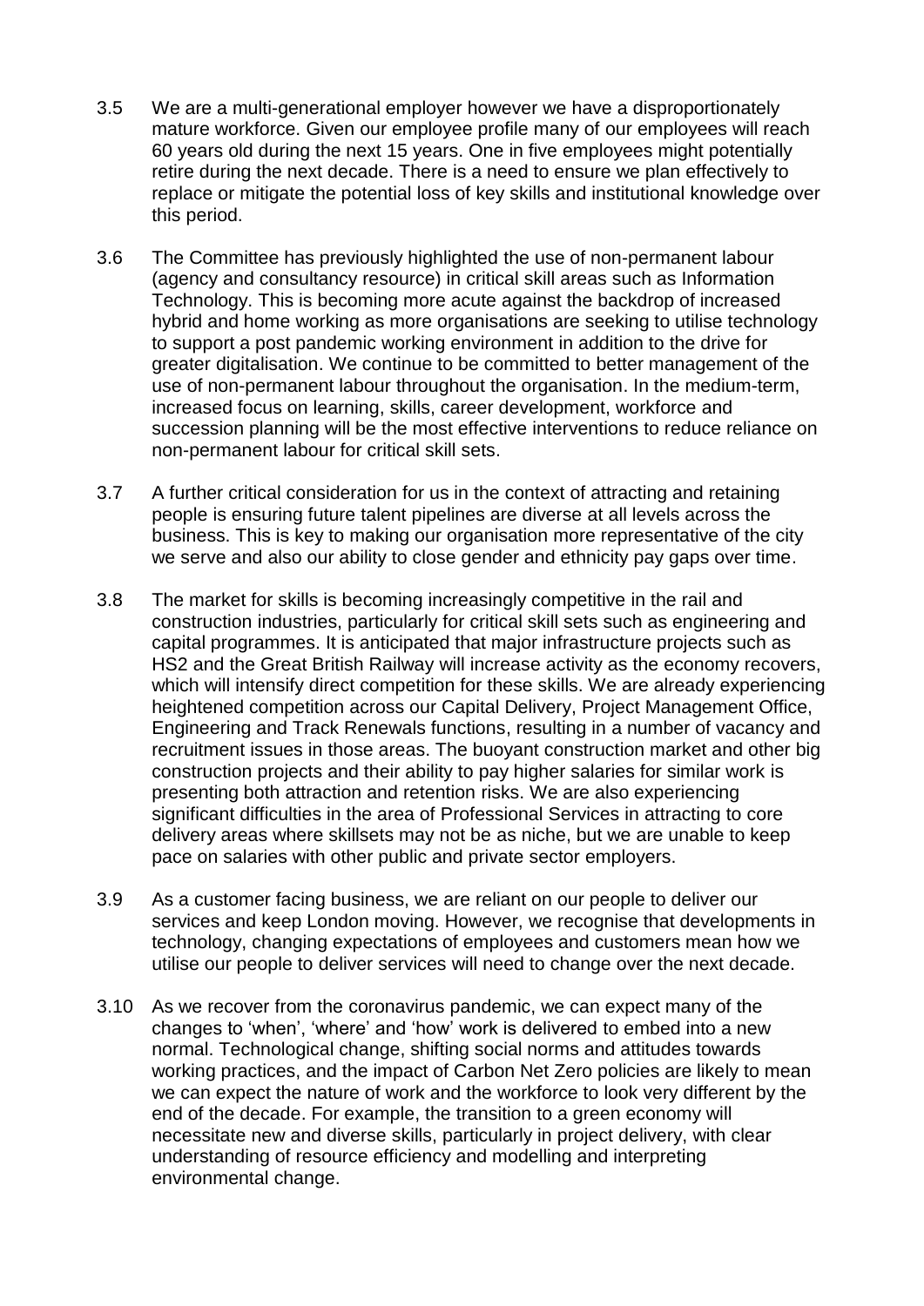3.5 We are a multi-generational employer however we have a disproportionately mature workforce. Given our employee profile many of our employees will reach 60 years old during the next 15 years. One in five employees might potentially retire during the next decade. There is a need to ensure we plan effectively to replace or mitigate the potential loss of key skills and institutional knowledge over this period.

3.6 The Committee has previously highlighted the use of non-permanent labour (agency and consultancy resource) in critical skill areas such as Information Technology. This is becoming more acute against the backdrop of increased hybrid and home working as more organisations are seeking to utilise technology to support a post pandemic working environment in addition to the drive for greater digitalisation. We continue to be committed to better management of the use of non-permanent labour throughout the organisation. In the medium-term, increased focus on learning, skills, career development, workforce and succession planning will be the most effective interventions to reduce reliance on non-permanent labour for critical skill sets.

3.7 A further critical consideration for us in the context of attracting and retaining people is ensuring future talent pipelines are diverse at all levels across the business. This is key to making our organisation more representative of the city we serve and also our ability to close gender and ethnicity pay gaps over time.

3.8 The market for skills is becoming increasingly competitive in the rail and construction industries, particularly for critical skill sets such as engineering and capital programmes. It is anticipated that major infrastructure projects such as HS2 and the Great British Railway will increase activity as the economy recovers, which will intensify direct competition for these skills. We are already experiencing heightened competition across our Capital Delivery, Project Management Office, Engineering and Track Renewals functions, resulting in a number of vacancy and recruitment issues in those areas. The buoyant construction market and other big construction projects and their ability to pay higher salaries for similar work is presenting both attraction and retention risks. We are also experiencing significant difficulties in the area of Professional Services in attracting to core delivery areas where skillsets may not be as niche, but we are unable to keep pace on salaries with other public and private sector employers.

3.9 As a customer facing business, we are reliant on our people to deliver our services and keep London moving. However, we recognise that developments in technology, changing expectations of employees and customers mean how we utilise our people to deliver services will need to change over the next decade.

3.10 As we recover from the coronavirus pandemic, we can expect many of the changes to 'when', 'where' and 'how' work is delivered to embed into a new normal. Technological change, shifting social norms and attitudes towards working practices, and the impact of Carbon Net Zero policies are likely to mean we can expect the nature of work and the workforce to look very different by the end of the decade. For example, the transition to a green economy will necessitate new and diverse skills, particularly in project delivery, with clear understanding of resource efficiency and modelling and interpreting environmental change.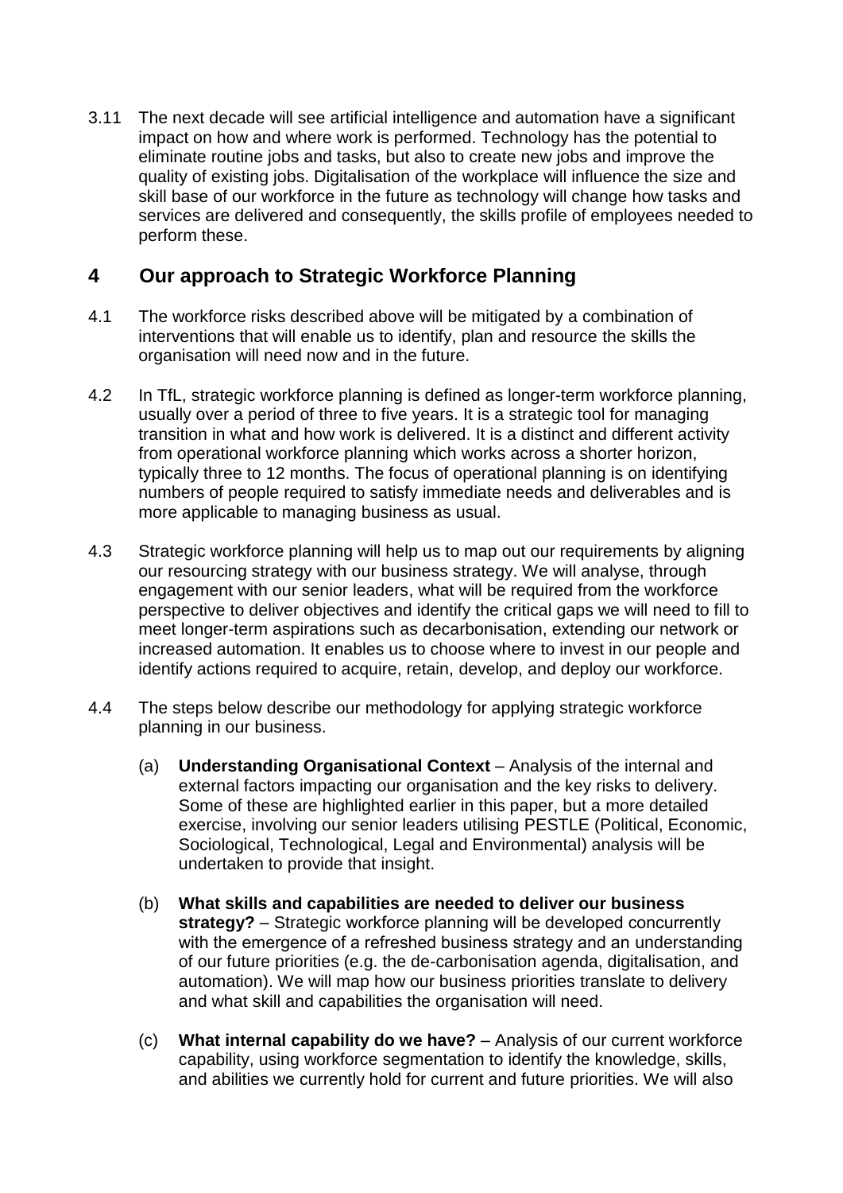3.11 The next decade will see artificial intelligence and automation have a significant impact on how and where work is performed. Technology has the potential to eliminate routine jobs and tasks, but also to create new jobs and improve the quality of existing jobs. Digitalisation of the workplace will influence the size and skill base of our workforce in the future as technology will change how tasks and services are delivered and consequently, the skills profile of employees needed to perform these.

## 4 Our approach to Strategic Workforce Planning

4.1 The workforce risks described above will be mitigated by a combination of interventions that will enable us to identify, plan and resource the skills the organisation will need now and in the future.

4.2 In TfL, strategic workforce planning is defined as longer-term workforce planning, usually over a period of three to five years. It is a strategic tool for managing transition in what and how work is delivered. It is a distinct and different activity from operational workforce planning which works across a shorter horizon, typically three to 12 months. The focus of operational planning is on identifying numbers of people required to satisfy immediate needs and deliverables and is more applicable to managing business as usual.

4.3 Strategic workforce planning will help us to map out our requirements by aligning our resourcing strategy with our business strategy. We will analyse, through engagement with our senior leaders, what will be required from the workforce perspective to deliver objectives and identify the critical gaps we will need to fill to meet longer-term aspirations such as decarbonisation, extending our network or increased automation. It enables us to choose where to invest in our people and identify actions required to acquire, retain, develop, and deploy our workforce.

4.4 The steps below describe our methodology for applying strategic workforce planning in our business.

(a) **Understanding Organisational Context** – Analysis of the internal and external factors impacting our organisation and the key risks to delivery. Some of these are highlighted earlier in this paper, but a more detailed exercise, involving our senior leaders utilising PESTLE (Political, Economic, Sociological, Technological, Legal and Environmental) analysis will be undertaken to provide that insight.

(b) **What skills and capabilities are needed to deliver our business strategy?** – Strategic workforce planning will be developed concurrently with the emergence of a refreshed business strategy and an understanding of our future priorities (e.g. the de-carbonisation agenda, digitalisation, and automation). We will map how our business priorities translate to delivery and what skill and capabilities the organisation will need.

(c) **What internal capability do we have?** – Analysis of our current workforce capability, using workforce segmentation to identify the knowledge, skills, and abilities we currently hold for current and future priorities. We will also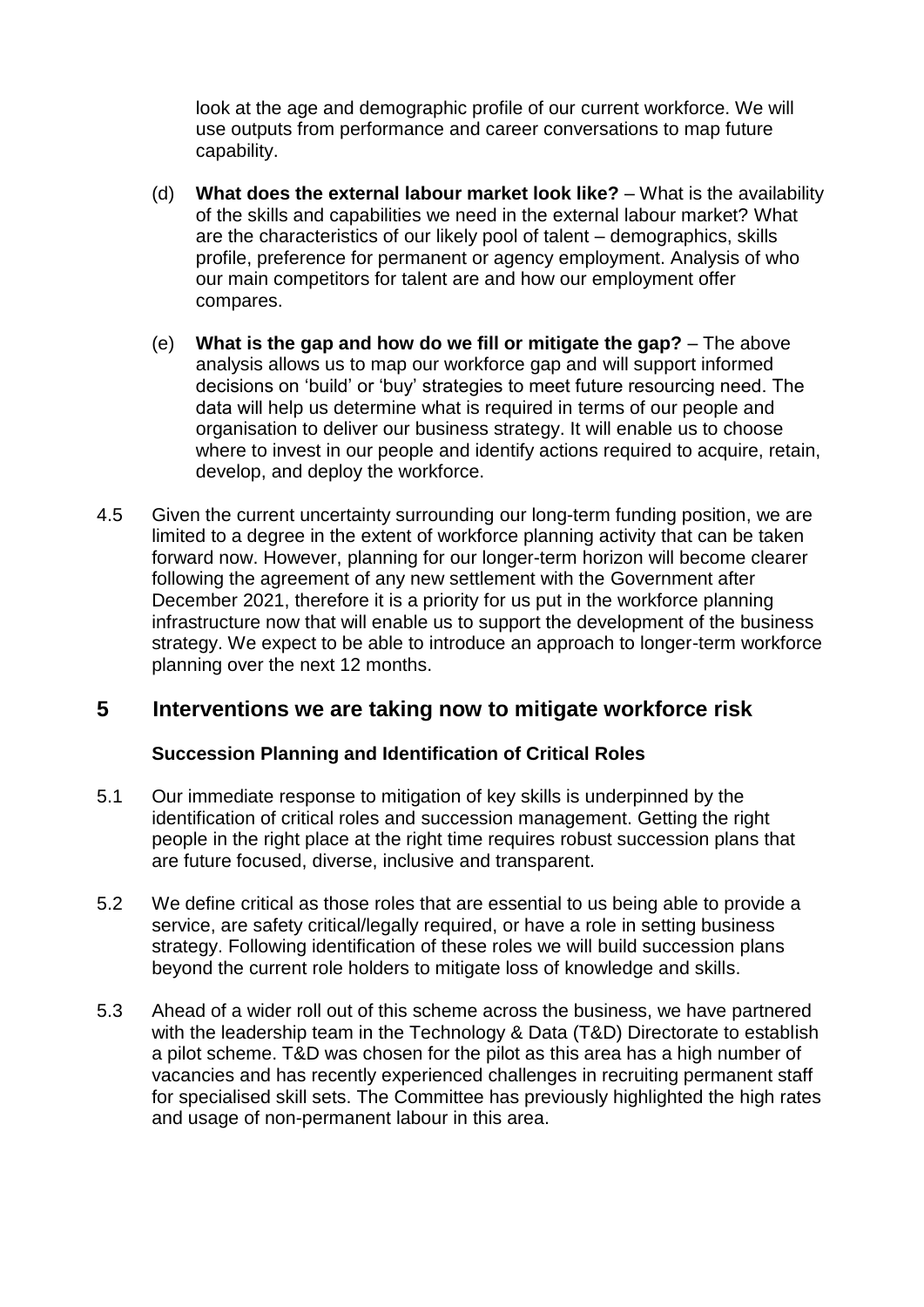look at the age and demographic profile of our current workforce. We will use outputs from performance and career conversations to map future capability.

(d) **What does the external labour market look like?** – What is the availability of the skills and capabilities we need in the external labour market? What are the characteristics of our likely pool of talent – demographics, skills profile, preference for permanent or agency employment. Analysis of who our main competitors for talent are and how our employment offer compares.

(e) **What is the gap and how do we fill or mitigate the gap?** – The above analysis allows us to map our workforce gap and will support informed decisions on 'build' or 'buy' strategies to meet future resourcing need. The data will help us determine what is required in terms of our people and organisation to deliver our business strategy. It will enable us to choose where to invest in our people and identify actions required to acquire, retain, develop, and deploy the workforce.

4.5 Given the current uncertainty surrounding our long-term funding position, we are limited to a degree in the extent of workforce planning activity that can be taken forward now. However, planning for our longer-term horizon will become clearer following the agreement of any new settlement with the Government after December 2021, therefore it is a priority for us put in the workforce planning infrastructure now that will enable us to support the development of the business strategy. We expect to be able to introduce an approach to longer-term workforce planning over the next 12 months.

## 5 Interventions we are taking now to mitigate workforce risk

### Succession Planning and Identification of Critical Roles

5.1 Our immediate response to mitigation of key skills is underpinned by the identification of critical roles and succession management. Getting the right people in the right place at the right time requires robust succession plans that are future focused, diverse, inclusive and transparent.

5.2 We define critical as those roles that are essential to us being able to provide a service, are safety critical/legally required, or have a role in setting business strategy. Following identification of these roles we will build succession plans beyond the current role holders to mitigate loss of knowledge and skills.

5.3 Ahead of a wider roll out of this scheme across the business, we have partnered with the leadership team in the Technology & Data (T&D) Directorate to establish a pilot scheme. T&D was chosen for the pilot as this area has a high number of vacancies and has recently experienced challenges in recruiting permanent staff for specialised skill sets. The Committee has previously highlighted the high rates and usage of non-permanent labour in this area.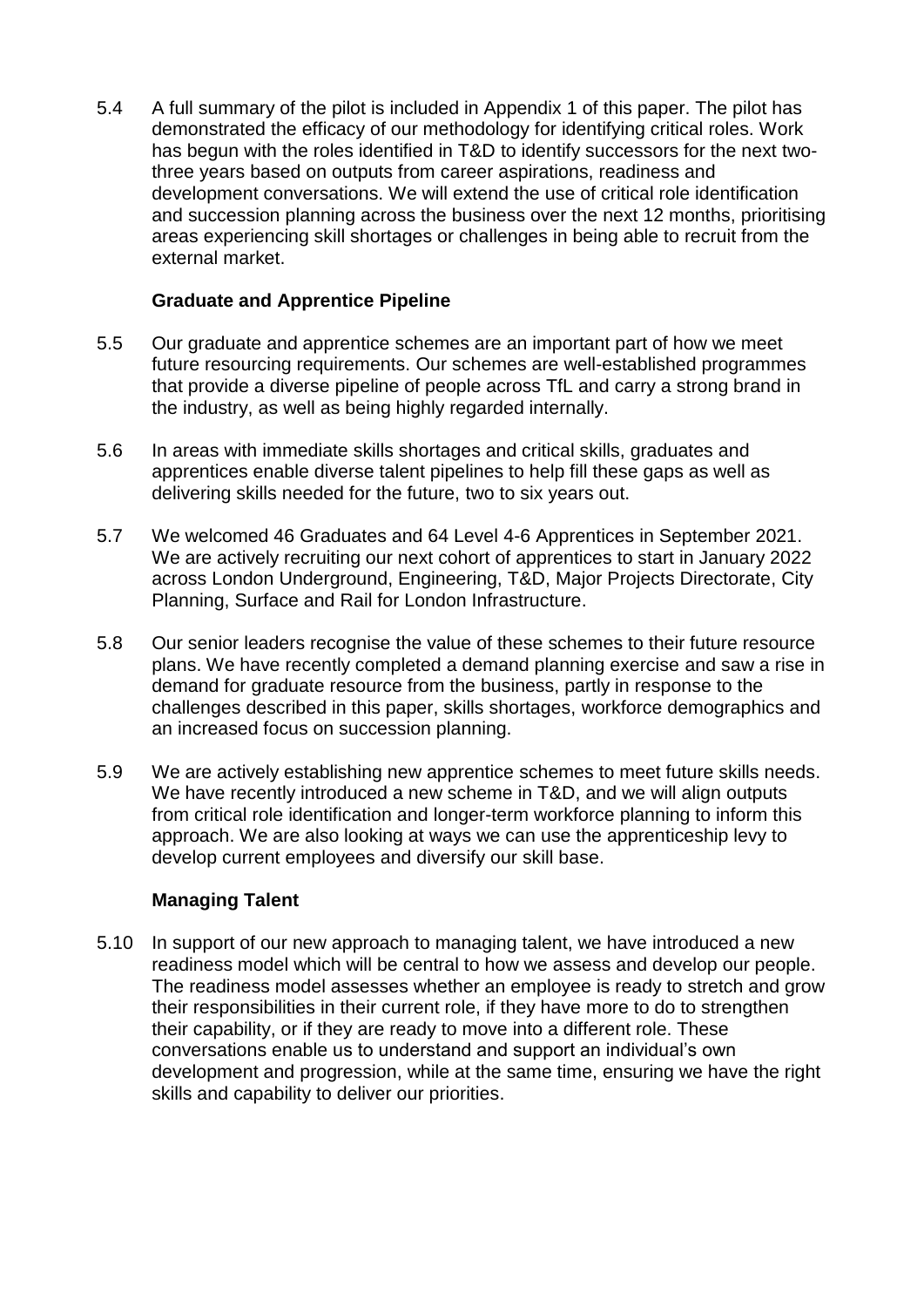5.4 A full summary of the pilot is included in Appendix 1 of this paper. The pilot has demonstrated the efficacy of our methodology for identifying critical roles. Work has begun with the roles identified in T&D to identify successors for the next two-three years based on outputs from career aspirations, readiness and development conversations. We will extend the use of critical role identification and succession planning across the business over the next 12 months, prioritising areas experiencing skill shortages or challenges in being able to recruit from the external market.

### Graduate and Apprentice Pipeline

5.5 Our graduate and apprentice schemes are an important part of how we meet future resourcing requirements. Our schemes are well-established programmes that provide a diverse pipeline of people across TfL and carry a strong brand in the industry, as well as being highly regarded internally.

5.6 In areas with immediate skills shortages and critical skills, graduates and apprentices enable diverse talent pipelines to help fill these gaps as well as delivering skills needed for the future, two to six years out.

5.7 We welcomed 46 Graduates and 64 Level 4-6 Apprentices in September 2021. We are actively recruiting our next cohort of apprentices to start in January 2022 across London Underground, Engineering, T&D, Major Projects Directorate, City Planning, Surface and Rail for London Infrastructure.

5.8 Our senior leaders recognise the value of these schemes to their future resource plans. We have recently completed a demand planning exercise and saw a rise in demand for graduate resource from the business, partly in response to the challenges described in this paper, skills shortages, workforce demographics and an increased focus on succession planning.

5.9 We are actively establishing new apprentice schemes to meet future skills needs. We have recently introduced a new scheme in T&D, and we will align outputs from critical role identification and longer-term workforce planning to inform this approach. We are also looking at ways we can use the apprenticeship levy to develop current employees and diversify our skill base.

### Managing Talent

5.10 In support of our new approach to managing talent, we have introduced a new readiness model which will be central to how we assess and develop our people. The readiness model assesses whether an employee is ready to stretch and grow their responsibilities in their current role, if they have more to do to strengthen their capability, or if they are ready to move into a different role. These conversations enable us to understand and support an individual's own development and progression, while at the same time, ensuring we have the right skills and capability to deliver our priorities.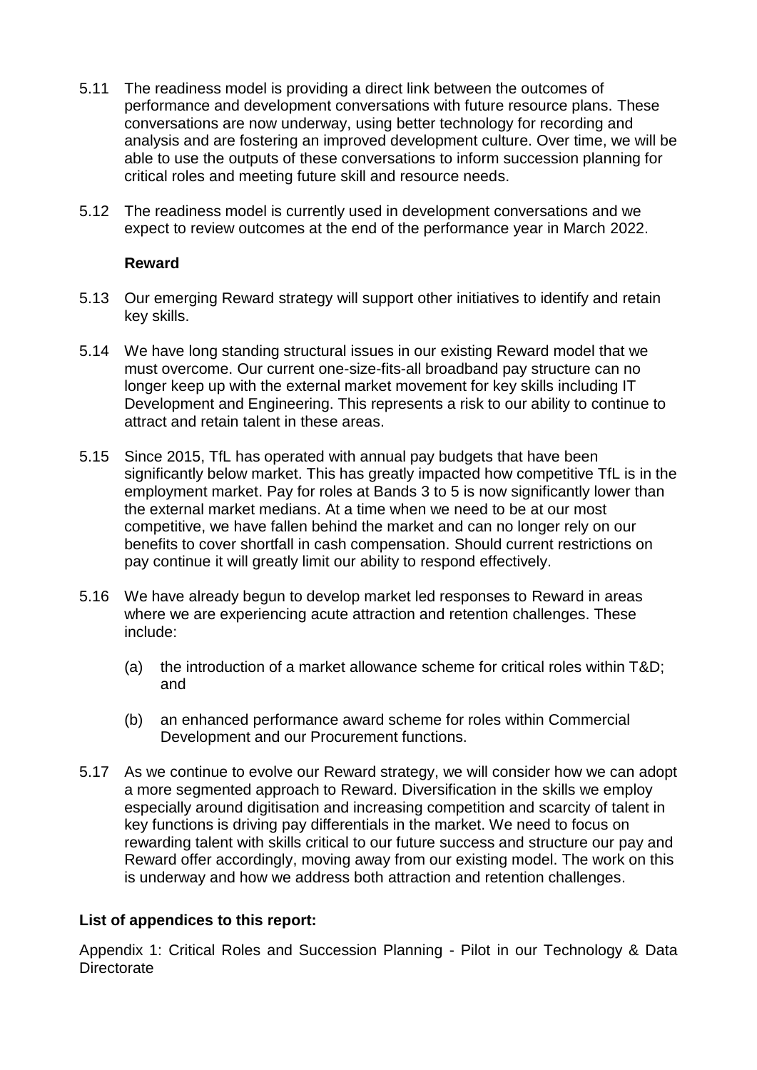5.11 The readiness model is providing a direct link between the outcomes of performance and development conversations with future resource plans. These conversations are now underway, using better technology for recording and analysis and are fostering an improved development culture. Over time, we will be able to use the outputs of these conversations to inform succession planning for critical roles and meeting future skill and resource needs.

5.12 The readiness model is currently used in development conversations and we expect to review outcomes at the end of the performance year in March 2022.

**Reward**

5.13 Our emerging Reward strategy will support other initiatives to identify and retain key skills.

5.14 We have long standing structural issues in our existing Reward model that we must overcome. Our current one-size-fits-all broadband pay structure can no longer keep up with the external market movement for key skills including IT Development and Engineering. This represents a risk to our ability to continue to attract and retain talent in these areas.

5.15 Since 2015, TfL has operated with annual pay budgets that have been significantly below market. This has greatly impacted how competitive TfL is in the employment market. Pay for roles at Bands 3 to 5 is now significantly lower than the external market medians. At a time when we need to be at our most competitive, we have fallen behind the market and can no longer rely on our benefits to cover shortfall in cash compensation. Should current restrictions on pay continue it will greatly limit our ability to respond effectively.

5.16 We have already begun to develop market led responses to Reward in areas where we are experiencing acute attraction and retention challenges. These include:

(a) the introduction of a market allowance scheme for critical roles within T&D; and

(b) an enhanced performance award scheme for roles within Commercial Development and our Procurement functions.

5.17 As we continue to evolve our Reward strategy, we will consider how we can adopt a more segmented approach to Reward. Diversification in the skills we employ especially around digitisation and increasing competition and scarcity of talent in key functions is driving pay differentials in the market. We need to focus on rewarding talent with skills critical to our future success and structure our pay and Reward offer accordingly, moving away from our existing model. The work on this is underway and how we address both attraction and retention challenges.

**List of appendices to this report:**

Appendix 1: Critical Roles and Succession Planning - Pilot in our Technology & Data Directorate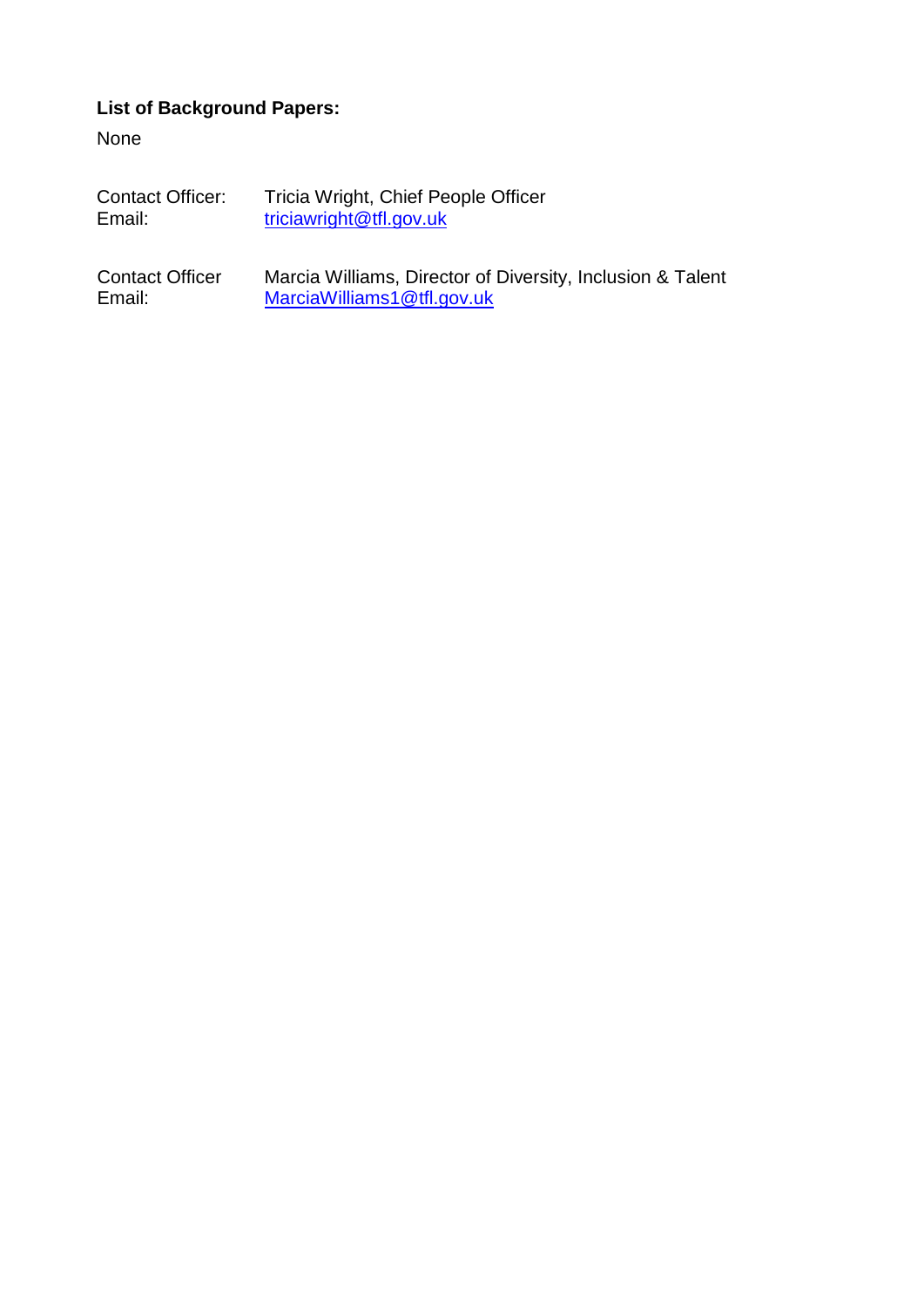**List of Background Papers:**

None

Contact Officer: Tricia Wright, Chief People Officer
Email: triciawright@tfl.gov.uk

Contact Officer Marcia Williams, Director of Diversity, Inclusion & Talent
Email: MarciaWilliams1@tfl.gov.uk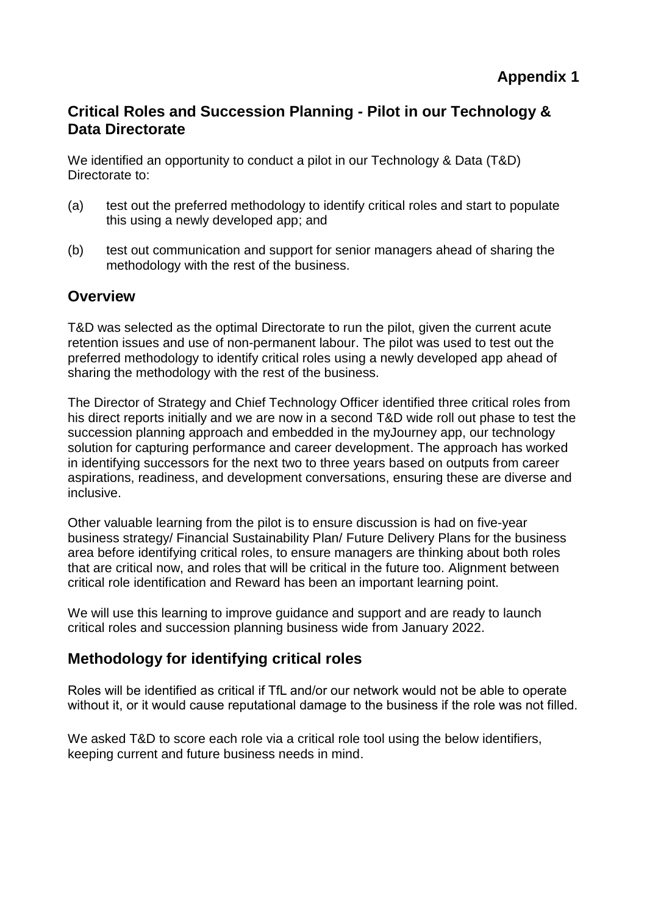**Appendix 1**

## Critical Roles and Succession Planning - Pilot in our Technology & Data Directorate

We identified an opportunity to conduct a pilot in our Technology & Data (T&D) Directorate to:

(a) test out the preferred methodology to identify critical roles and start to populate this using a newly developed app; and

(b) test out communication and support for senior managers ahead of sharing the methodology with the rest of the business.

## Overview

T&D was selected as the optimal Directorate to run the pilot, given the current acute retention issues and use of non-permanent labour. The pilot was used to test out the preferred methodology to identify critical roles using a newly developed app ahead of sharing the methodology with the rest of the business.

The Director of Strategy and Chief Technology Officer identified three critical roles from his direct reports initially and we are now in a second T&D wide roll out phase to test the succession planning approach and embedded in the myJourney app, our technology solution for capturing performance and career development. The approach has worked in identifying successors for the next two to three years based on outputs from career aspirations, readiness, and development conversations, ensuring these are diverse and inclusive.

Other valuable learning from the pilot is to ensure discussion is had on five-year business strategy/ Financial Sustainability Plan/ Future Delivery Plans for the business area before identifying critical roles, to ensure managers are thinking about both roles that are critical now, and roles that will be critical in the future too. Alignment between critical role identification and Reward has been an important learning point.

We will use this learning to improve guidance and support and are ready to launch critical roles and succession planning business wide from January 2022.

## Methodology for identifying critical roles

Roles will be identified as critical if TfL and/or our network would not be able to operate without it, or it would cause reputational damage to the business if the role was not filled.

We asked T&D to score each role via a critical role tool using the below identifiers, keeping current and future business needs in mind.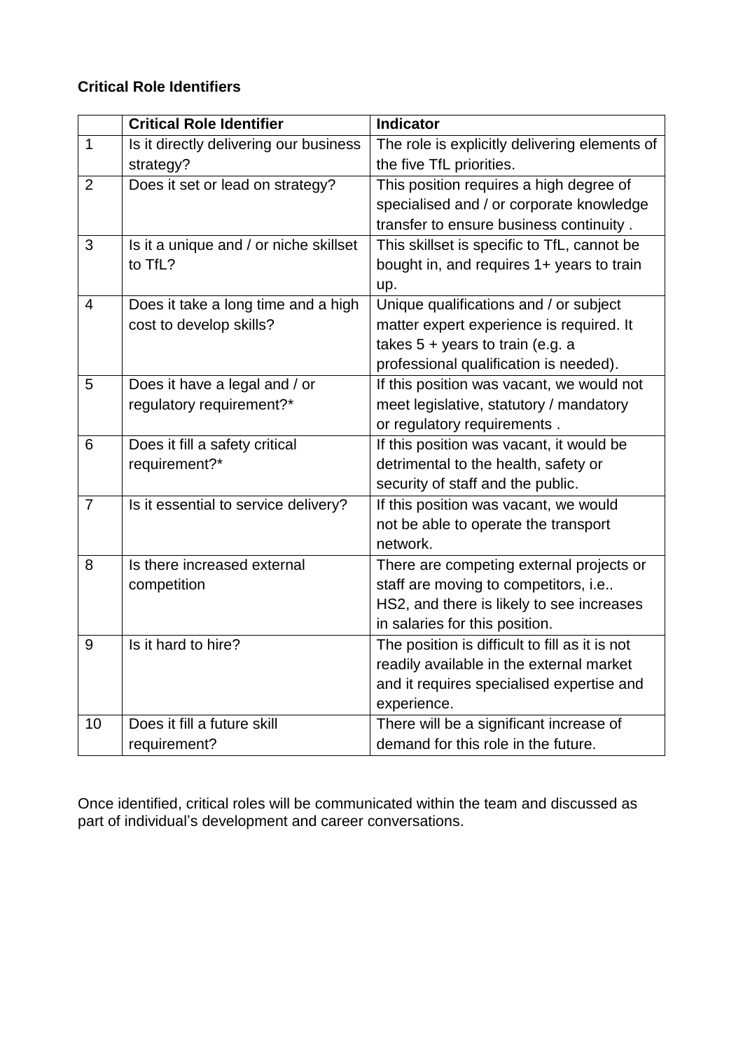**Critical Role Identifiers**

| | Critical Role Identifier | Indicator |
|---|---|---|
| 1 | Is it directly delivering our business strategy? | The role is explicitly delivering elements of the five TfL priorities. |
| 2 | Does it set or lead on strategy? | This position requires a high degree of specialised and / or corporate knowledge transfer to ensure business continuity . |
| 3 | Is it a unique and / or niche skillset to TfL? | This skillset is specific to TfL, cannot be bought in, and requires 1+ years to train up. |
| 4 | Does it take a long time and a high cost to develop skills? | Unique qualifications and / or subject matter expert experience is required. It takes 5 + years to train (e.g. a professional qualification is needed). |
| 5 | Does it have a legal and / or regulatory requirement?* | If this position was vacant, we would not meet legislative, statutory / mandatory or regulatory requirements . |
| 6 | Does it fill a safety critical requirement?* | If this position was vacant, it would be detrimental to the health, safety or security of staff and the public. |
| 7 | Is it essential to service delivery? | If this position was vacant, we would not be able to operate the transport network. |
| 8 | Is there increased external competition | There are competing external projects or staff are moving to competitors, i.e.. HS2, and there is likely to see increases in salaries for this position. |
| 9 | Is it hard to hire? | The position is difficult to fill as it is not readily available in the external market and it requires specialised expertise and experience. |
| 10 | Does it fill a future skill requirement? | There will be a significant increase of demand for this role in the future. |

Once identified, critical roles will be communicated within the team and discussed as part of individual's development and career conversations.